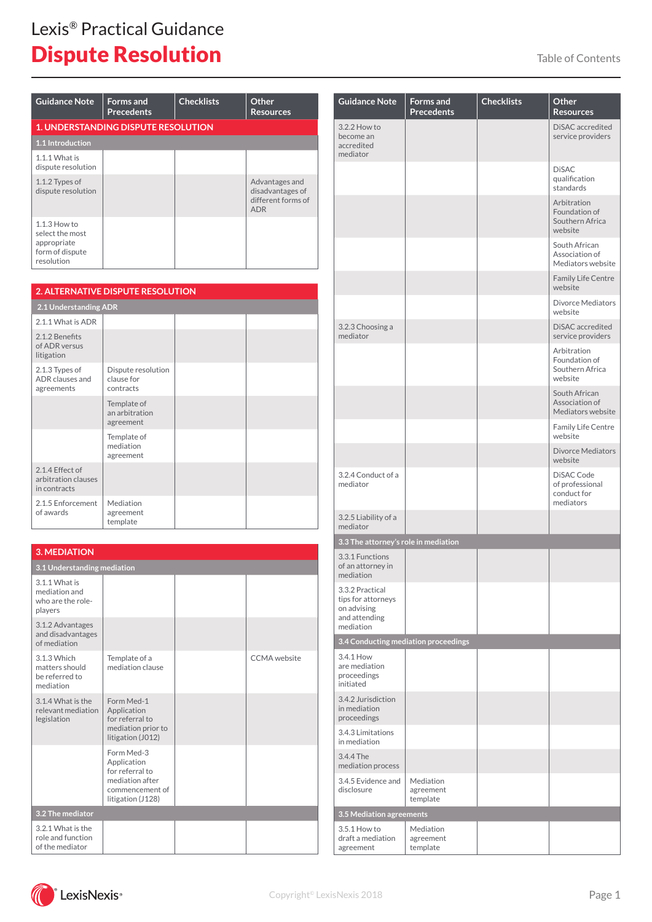Lexis® Practical Guidance

# Dispute Resolution

Table of Contents

| Guidance Note | Forms and Precedents | Checklists | Other Resources |
|---|---|---|---|
| **1. UNDERSTANDING DISPUTE RESOLUTION** | | | |
| **1.1 Introduction** | | | |
| 1.1.1 What is dispute resolution | | | |
| 1.1.2 Types of dispute resolution | | | Advantages and disadvantages of different forms of ADR |
| 1.1.3 How to select the most appropriate form of dispute resolution | | | |

| Guidance Note | Forms and Precedents | Checklists | Other Resources |
|---|---|---|---|
| **2. ALTERNATIVE DISPUTE RESOLUTION** | | | |
| **2.1 Understanding ADR** | | | |
| 2.1.1 What is ADR | | | |
| 2.1.2 Benefits of ADR versus litigation | | | |
| 2.1.3 Types of ADR clauses and agreements | Dispute resolution clause for contracts | | |
| | Template of an arbitration agreement | | |
| | Template of mediation agreement | | |
| 2.1.4 Effect of arbitration clauses in contracts | | | |
| 2.1.5 Enforcement of awards | Mediation agreement template | | |

| Guidance Note | Forms and Precedents | Checklists | Other Resources |
|---|---|---|---|
| **3. MEDIATION** | | | |
| **3.1 Understanding mediation** | | | |
| 3.1.1 What is mediation and who are the role-players | | | |
| 3.1.2 Advantages and disadvantages of mediation | | | |
| 3.1.3 Which matters should be referred to mediation | Template of a mediation clause | | CCMA website |
| 3.1.4 What is the relevant mediation legislation | Form Med-1 Application for referral to mediation prior to litigation (J012) | | |
| | Form Med-3 Application for referral to mediation after commencement of litigation (J128) | | |
| **3.2 The mediator** | | | |
| 3.2.1 What is the role and function of the mediator | | | |
| 3.2.2 How to become an accredited mediator | | | DiSAC accredited service providers |
| | | | DiSAC qualification standards |
| | | | Arbitration Foundation of Southern Africa website |
| | | | South African Association of Mediators website |
| | | | Family Life Centre website |
| | | | Divorce Mediators website |
| 3.2.3 Choosing a mediator | | | DiSAC accredited service providers |
| | | | Arbitration Foundation of Southern Africa website |
| | | | South African Association of Mediators website |
| | | | Family Life Centre website |
| | | | Divorce Mediators website |
| 3.2.4 Conduct of a mediator | | | DiSAC Code of professional conduct for mediators |
| 3.2.5 Liability of a mediator | | | |
| **3.3 The attorney's role in mediation** | | | |
| 3.3.1 Functions of an attorney in mediation | | | |
| 3.3.2 Practical tips for attorneys on advising and attending mediation | | | |
| **3.4 Conducting mediation proceedings** | | | |
| 3.4.1 How are mediation proceedings initiated | | | |
| 3.4.2 Jurisdiction in mediation proceedings | | | |
| 3.4.3 Limitations in mediation | | | |
| 3.4.4 The mediation process | | | |
| 3.4.5 Evidence and disclosure | Mediation agreement template | | |
| **3.5 Mediation agreements** | | | |
| 3.5.1 How to draft a mediation agreement | Mediation agreement template | | |

Copyright© LexisNexis 2018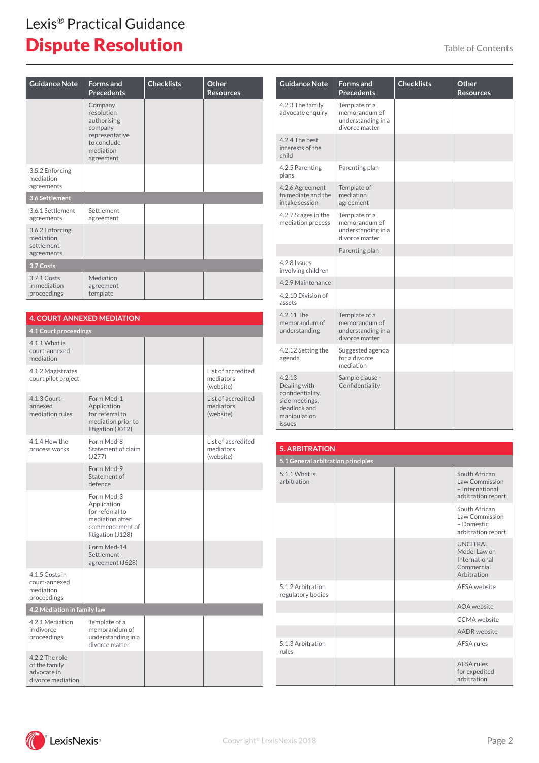# Lexis® Practical Guidance

## Dispute Resolution

Table of Contents

| Guidance Note | Forms and Precedents | Checklists | Other Resources |
|---|---|---|---|
| | Company resolution authorising company representative to conclude mediation agreement | | |
| 3.5.2 Enforcing mediation agreements | | | |
| **3.6 Settlement** | | | |
| 3.6.1 Settlement agreements | Settlement agreement | | |
| 3.6.2 Enforcing mediation settlement agreements | | | |
| **3.7 Costs** | | | |
| 3.7.1 Costs in mediation proceedings | Mediation agreement template | | |

| Guidance Note | Forms and Precedents | Checklists | Other Resources |
|---|---|---|---|
| **4. COURT ANNEXED MEDIATION** | | | |
| **4.1 Court proceedings** | | | |
| 4.1.1 What is court-annexed mediation | | | |
| 4.1.2 Magistrates court pilot project | | | List of accredited mediators (website) |
| 4.1.3 Court-annexed mediation rules | Form Med-1 Application for referral to mediation prior to litigation (J012) | | List of accredited mediators (website) |
| 4.1.4 How the process works | Form Med-8 Statement of claim (J277) | | List of accredited mediators (website) |
| | Form Med-9 Statement of defence | | |
| | Form Med-3 Application for referral to mediation after commencement of litigation (J128) | | |
| | Form Med-14 Settlement agreement (J628) | | |
| 4.1.5 Costs in court-annexed mediation proceedings | | | |
| **4.2 Mediation in family law** | | | |
| 4.2.1 Mediation in divorce proceedings | Template of a memorandum of understanding in a divorce matter | | |
| 4.2.2 The role of the family advocate in divorce mediation | | | |
| 4.2.3 The family advocate enquiry | Template of a memorandum of understanding in a divorce matter | | |
| 4.2.4 The best interests of the child | | | |
| 4.2.5 Parenting plans | Parenting plan | | |
| 4.2.6 Agreement to mediate and the intake session | Template of mediation agreement | | |
| 4.2.7 Stages in the mediation process | Template of a memorandum of understanding in a divorce matter | | |
| | Parenting plan | | |
| 4.2.8 Issues involving children | | | |
| 4.2.9 Maintenance | | | |
| 4.2.10 Division of assets | | | |
| 4.2.11 The memorandum of understanding | Template of a memorandum of understanding in a divorce matter | | |
| 4.2.12 Setting the agenda | Suggested agenda for a divorce mediation | | |
| 4.2.13 Dealing with confidentiality, side meetings, deadlock and manipulation issues | Sample clause - Confidentiality | | |

| Guidance Note | Forms and Precedents | Checklists | Other Resources |
|---|---|---|---|
| **5. ARBITRATION** | | | |
| **5.1 General arbitration principles** | | | |
| 5.1.1 What is arbitration | | | South African Law Commission – International arbitration report |
| | | | South African Law Commission – Domestic arbitration report |
| | | | UNCITRAL Model Law on International Commercial Arbitration |
| 5.1.2 Arbitration regulatory bodies | | | AFSA website |
| | | | AOA website |
| | | | CCMA website |
| | | | AADR website |
| 5.1.3 Arbitration rules | | | AFSA rules |
| | | | AFSA rules for expedited arbitration |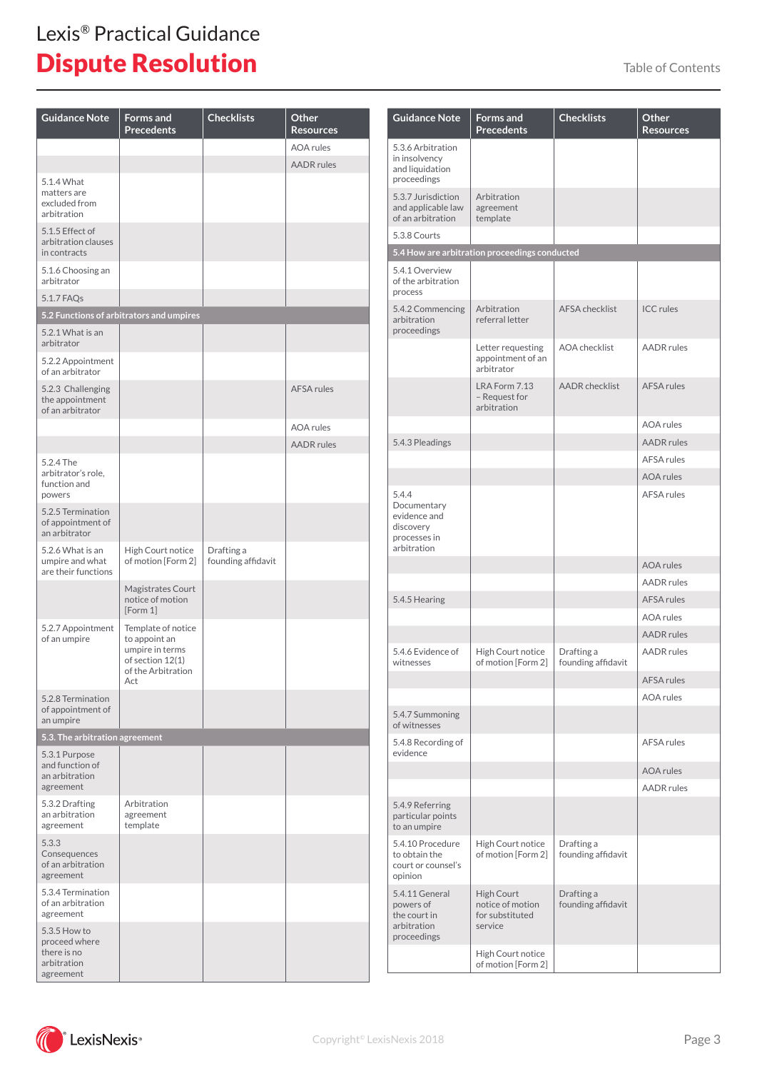# Lexis® Practical Guidance

# Dispute Resolution

Table of Contents

| Guidance Note | Forms and Precedents | Checklists | Other Resources |
|---|---|---|---|
| | | | AOA rules |
| | | | AADR rules |
| 5.1.4 What matters are excluded from arbitration | | | |
| 5.1.5 Effect of arbitration clauses in contracts | | | |
| 5.1.6 Choosing an arbitrator | | | |
| 5.1.7 FAQs | | | |
| **5.2 Functions of arbitrators and umpires** | | | |
| 5.2.1 What is an arbitrator | | | |
| 5.2.2 Appointment of an arbitrator | | | |
| 5.2.3 Challenging the appointment of an arbitrator | | | AFSA rules |
| | | | AOA rules |
| | | | AADR rules |
| 5.2.4 The arbitrator's role, function and powers | | | |
| 5.2.5 Termination of appointment of an arbitrator | | | |
| 5.2.6 What is an umpire and what are their functions | High Court notice of motion [Form 2] | Drafting a founding affidavit | |
| | Magistrates Court notice of motion [Form 1] | | |
| 5.2.7 Appointment of an umpire | Template of notice to appoint an umpire in terms of section 12(1) of the Arbitration Act | | |
| 5.2.8 Termination of appointment of an umpire | | | |
| **5.3. The arbitration agreement** | | | |
| 5.3.1 Purpose and function of an arbitration agreement | | | |
| 5.3.2 Drafting an arbitration agreement | Arbitration agreement template | | |
| 5.3.3 Consequences of an arbitration agreement | | | |
| 5.3.4 Termination of an arbitration agreement | | | |
| 5.3.5 How to proceed where there is no arbitration agreement | | | |
| 5.3.6 Arbitration in insolvency and liquidation proceedings | | | |
| 5.3.7 Jurisdiction and applicable law of an arbitration | Arbitration agreement template | | |
| 5.3.8 Courts | | | |
| **5.4 How are arbitration proceedings conducted** | | | |
| 5.4.1 Overview of the arbitration process | | | |
| 5.4.2 Commencing arbitration proceedings | Arbitration referral letter | AFSA checklist | ICC rules |
| | Letter requesting appointment of an arbitrator | AOA checklist | AADR rules |
| | LRA Form 7.13 – Request for arbitration | AADR checklist | AFSA rules |
| | | | AOA rules |
| 5.4.3 Pleadings | | | AADR rules |
| | | | AFSA rules |
| | | | AOA rules |
| 5.4.4 Documentary evidence and discovery processes in arbitration | | | AFSA rules |
| | | | AOA rules |
| | | | AADR rules |
| 5.4.5 Hearing | | | AFSA rules |
| | | | AOA rules |
| | | | AADR rules |
| 5.4.6 Evidence of witnesses | High Court notice of motion [Form 2] | Drafting a founding affidavit | AADR rules |
| | | | AFSA rules |
| | | | AOA rules |
| 5.4.7 Summoning of witnesses | | | |
| 5.4.8 Recording of evidence | | | AFSA rules |
| | | | AOA rules |
| | | | AADR rules |
| 5.4.9 Referring particular points to an umpire | | | |
| 5.4.10 Procedure to obtain the court or counsel's opinion | High Court notice of motion [Form 2] | Drafting a founding affidavit | |
| 5.4.11 General powers of the court in arbitration proceedings | High Court notice of motion for substituted service | Drafting a founding affidavit | |
| | High Court notice of motion [Form 2] | | |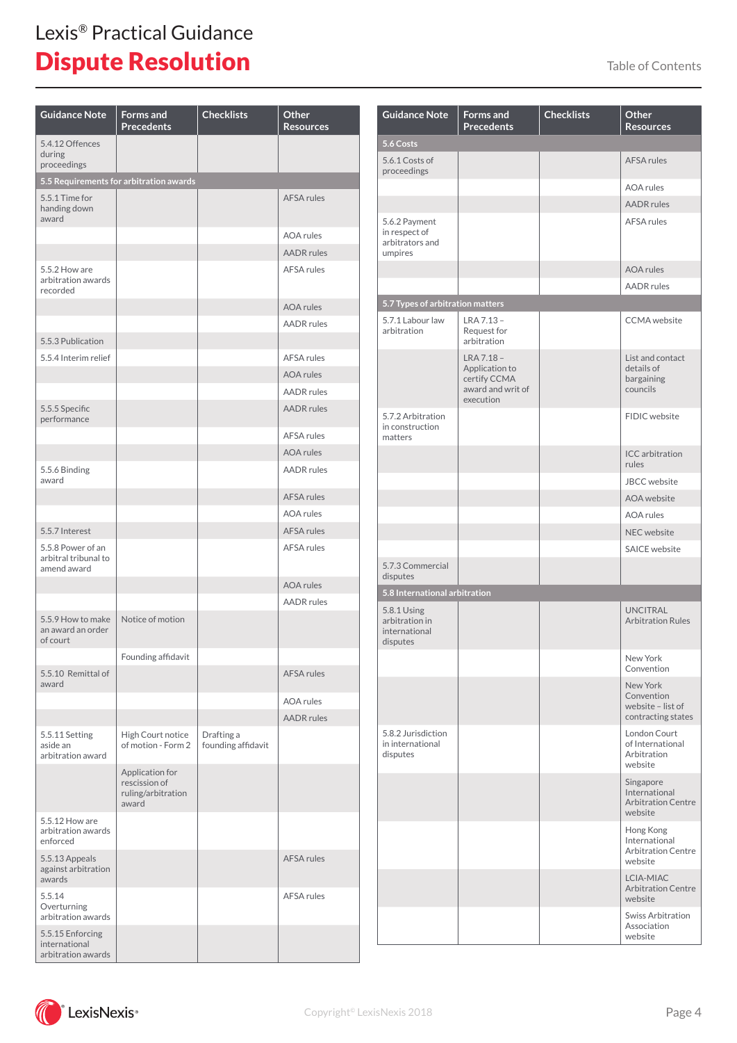# Lexis® Practical Guidance

# Dispute Resolution

Table of Contents

| Guidance Note | Forms and Precedents | Checklists | Other Resources |
|---|---|---|---|
| 5.4.12 Offences during proceedings | | | |
| **5.5 Requirements for arbitration awards** | | | |
| 5.5.1 Time for handing down award | | | AFSA rules |
| | | | AOA rules |
| | | | AADR rules |
| 5.5.2 How are arbitration awards recorded | | | AFSA rules |
| | | | AOA rules |
| | | | AADR rules |
| 5.5.3 Publication | | | |
| 5.5.4 Interim relief | | | AFSA rules |
| | | | AOA rules |
| | | | AADR rules |
| 5.5.5 Specific performance | | | AADR rules |
| | | | AFSA rules |
| | | | AOA rules |
| 5.5.6 Binding award | | | AADR rules |
| | | | AFSA rules |
| | | | AOA rules |
| 5.5.7 Interest | | | AFSA rules |
| 5.5.8 Power of an arbitral tribunal to amend award | | | AFSA rules |
| | | | AOA rules |
| | | | AADR rules |
| 5.5.9 How to make an award an order of court | Notice of motion | | |
| | Founding affidavit | | |
| 5.5.10 Remittal of award | | | AFSA rules |
| | | | AOA rules |
| | | | AADR rules |
| 5.5.11 Setting aside an arbitration award | High Court notice of motion - Form 2 | Drafting a founding affidavit | |
| | Application for rescission of ruling/arbitration award | | |
| 5.5.12 How are arbitration awards enforced | | | |
| 5.5.13 Appeals against arbitration awards | | | AFSA rules |
| 5.5.14 Overturning arbitration awards | | | AFSA rules |
| 5.5.15 Enforcing international arbitration awards | | | |

| Guidance Note | Forms and Precedents | Checklists | Other Resources |
|---|---|---|---|
| **5.6 Costs** | | | |
| 5.6.1 Costs of proceedings | | | AFSA rules |
| | | | AOA rules |
| | | | AADR rules |
| 5.6.2 Payment in respect of arbitrators and umpires | | | AFSA rules |
| | | | AOA rules |
| | | | AADR rules |
| **5.7 Types of arbitration matters** | | | |
| 5.7.1 Labour law arbitration | LRA 7.13 – Request for arbitration | | CCMA website |
| | LRA 7.18 – Application to certify CCMA award and writ of execution | | List and contact details of bargaining councils |
| 5.7.2 Arbitration in construction matters | | | FIDIC website |
| | | | ICC arbitration rules |
| | | | JBCC website |
| | | | AOA website |
| | | | AOA rules |
| | | | NEC website |
| | | | SAICE website |
| 5.7.3 Commercial disputes | | | |
| **5.8 International arbitration** | | | |
| 5.8.1 Using arbitration in international disputes | | | UNCITRAL Arbitration Rules |
| | | | New York Convention |
| | | | New York Convention website – list of contracting states |
| 5.8.2 Jurisdiction in international disputes | | | London Court of International Arbitration website |
| | | | Singapore International Arbitration Centre website |
| | | | Hong Kong International Arbitration Centre website |
| | | | LCIA-MIAC Arbitration Centre website |
| | | | Swiss Arbitration Association website |

Copyright© LexisNexis 2018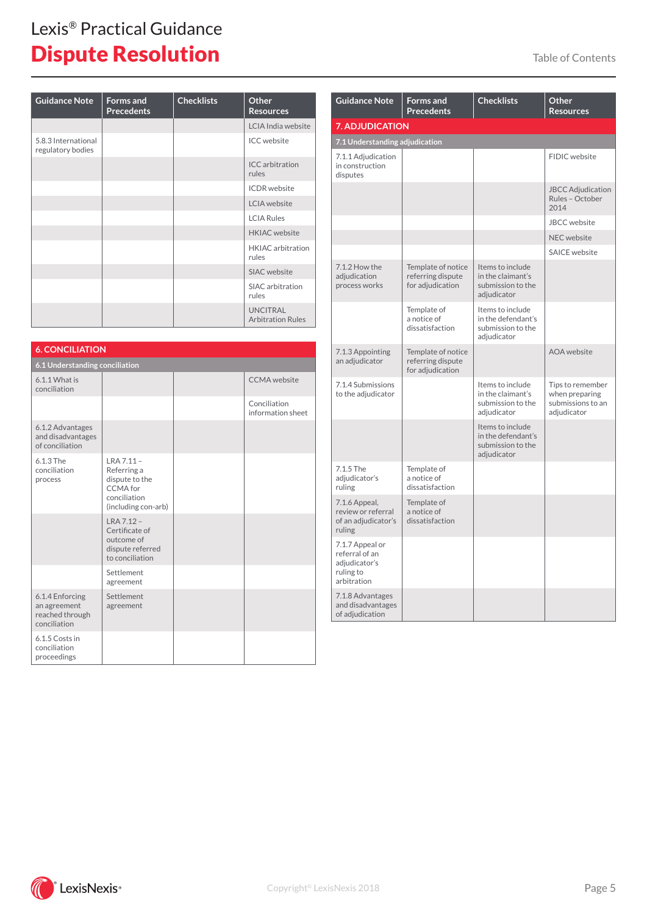# Lexis® Practical Guidance
# Dispute Resolution

Table of Contents

| Guidance Note | Forms and Precedents | Checklists | Other Resources |
|---|---|---|---|
| | | | LCIA India website |
| 5.8.3 International regulatory bodies | | | ICC website |
| | | | ICC arbitration rules |
| | | | ICDR website |
| | | | LCIA website |
| | | | LCIA Rules |
| | | | HKIAC website |
| | | | HKIAC arbitration rules |
| | | | SIAC website |
| | | | SIAC arbitration rules |
| | | | UNCITRAL Arbitration Rules |

## 6. CONCILIATION

### 6.1 Understanding conciliation

| Guidance Note | Forms and Precedents | Checklists | Other Resources |
|---|---|---|---|
| 6.1.1 What is conciliation | | | CCMA website |
| | | | Conciliation information sheet |
| 6.1.2 Advantages and disadvantages of conciliation | | | |
| 6.1.3 The conciliation process | LRA 7.11 – Referring a dispute to the CCMA for conciliation (including con-arb) | | |
| | LRA 7.12 – Certificate of outcome of dispute referred to conciliation | | |
| | Settlement agreement | | |
| 6.1.4 Enforcing an agreement reached through conciliation | Settlement agreement | | |
| 6.1.5 Costs in conciliation proceedings | | | |

## 7. ADJUDICATION

### 7.1 Understanding adjudication

| Guidance Note | Forms and Precedents | Checklists | Other Resources |
|---|---|---|---|
| 7.1.1 Adjudication in construction disputes | | | FIDIC website |
| | | | JBCC Adjudication Rules – October 2014 |
| | | | JBCC website |
| | | | NEC website |
| | | | SAICE website |
| 7.1.2 How the adjudication process works | Template of notice referring dispute for adjudication | Items to include in the claimant's submission to the adjudicator | |
| | Template of a notice of dissatisfaction | Items to include in the defendant's submission to the adjudicator | |
| 7.1.3 Appointing an adjudicator | Template of notice referring dispute for adjudication | | AOA website |
| 7.1.4 Submissions to the adjudicator | | Items to include in the claimant's submission to the adjudicator | Tips to remember when preparing submissions to an adjudicator |
| | | Items to include in the defendant's submission to the adjudicator | |
| 7.1.5 The adjudicator's ruling | Template of a notice of dissatisfaction | | |
| 7.1.6 Appeal, review or referral of an adjudicator's ruling | Template of a notice of dissatisfaction | | |
| 7.1.7 Appeal or referral of an adjudicator's ruling to arbitration | | | |
| 7.1.8 Advantages and disadvantages of adjudication | | | |

Copyright© LexisNexis 2018